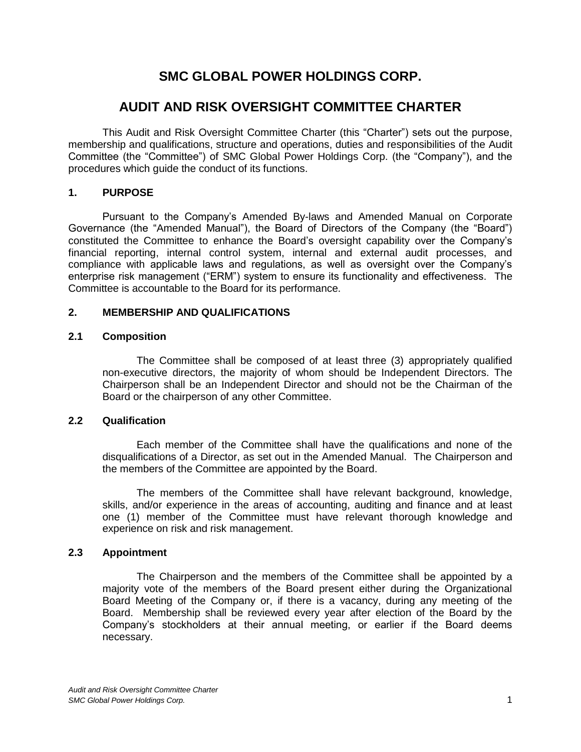# SMC GLOBAL POWER HOLDINGS CORP.

# AUDIT AND RISK OVERSIGHT COMMITTEE CHARTER

This Audit and Risk Oversight Committee Charter (this "Charter") sets out the purpose, membership and qualifications, structure and operations, duties and responsibilities of the Audit Committee (the "Committee") of SMC Global Power Holdings Corp. (the "Company"), and the procedures which guide the conduct of its functions.

## 1. PURPOSE

Pursuant to the Company's Amended By-laws and Amended Manual on Corporate Governance (the "Amended Manual"), the Board of Directors of the Company (the "Board") constituted the Committee to enhance the Board's oversight capability over the Company's financial reporting, internal control system, internal and external audit processes, and compliance with applicable laws and regulations, as well as oversight over the Company's enterprise risk management ("ERM") system to ensure its functionality and effectiveness. The Committee is accountable to the Board for its performance.

## 2. MEMBERSHIP AND QUALIFICATIONS

### 2.1 Composition

The Committee shall be composed of at least three (3) appropriately qualified non-executive directors, the majority of whom should be Independent Directors. The Chairperson shall be an Independent Director and should not be the Chairman of the Board or the chairperson of any other Committee.

### 2.2 Qualification

Each member of the Committee shall have the qualifications and none of the disqualifications of a Director, as set out in the Amended Manual. The Chairperson and the members of the Committee are appointed by the Board.

The members of the Committee shall have relevant background, knowledge, skills, and/or experience in the areas of accounting, auditing and finance and at least one (1) member of the Committee must have relevant thorough knowledge and experience on risk and risk management.

### 2.3 Appointment

The Chairperson and the members of the Committee shall be appointed by a majority vote of the members of the Board present either during the Organizational Board Meeting of the Company or, if there is a vacancy, during any meeting of the Board. Membership shall be reviewed every year after election of the Board by the Company's stockholders at their annual meeting, or earlier if the Board deems necessary.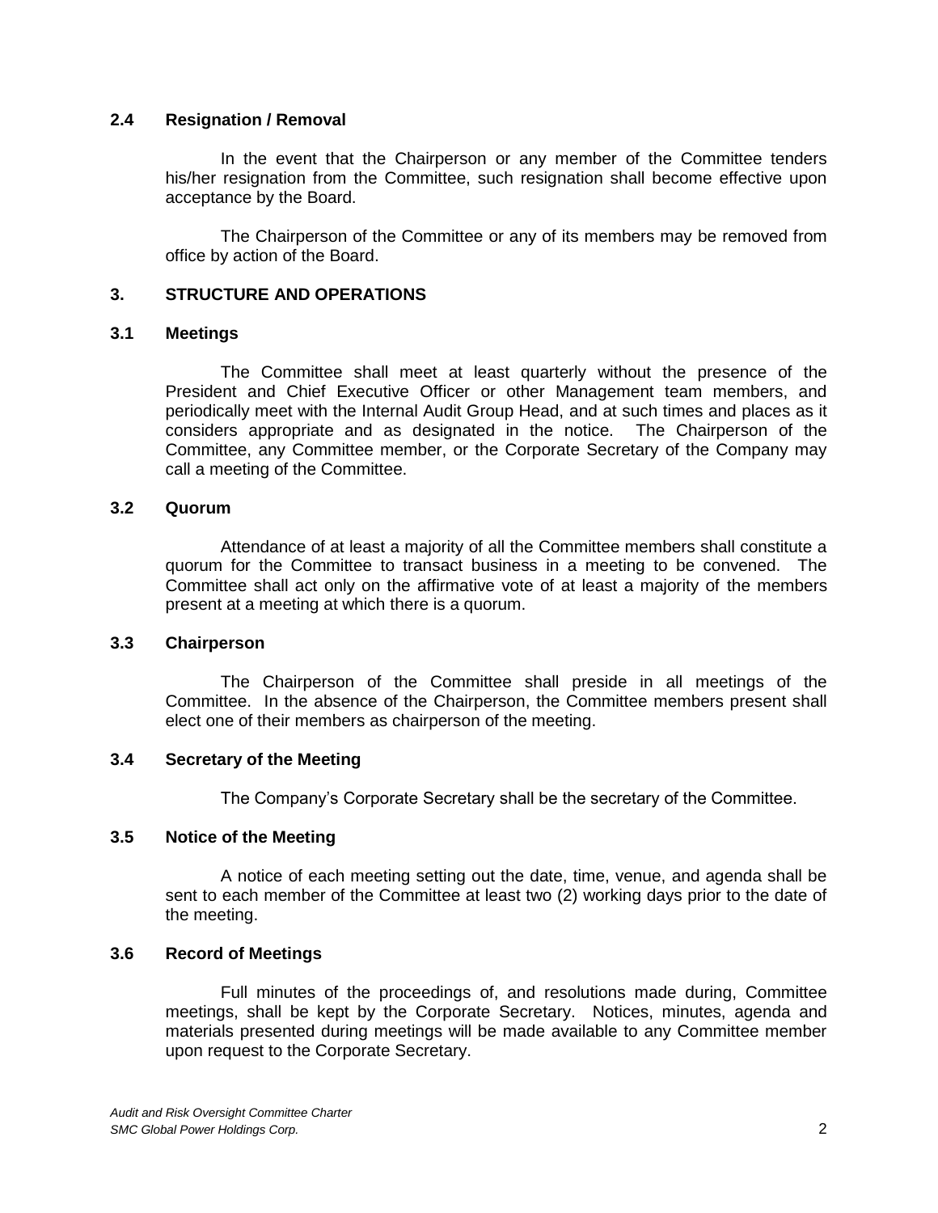### 2.4 Resignation / Removal

In the event that the Chairperson or any member of the Committee tenders his/her resignation from the Committee, such resignation shall become effective upon acceptance by the Board.

The Chairperson of the Committee or any of its members may be removed from office by action of the Board.

## 3. STRUCTURE AND OPERATIONS

### 3.1 Meetings

The Committee shall meet at least quarterly without the presence of the President and Chief Executive Officer or other Management team members, and periodically meet with the Internal Audit Group Head, and at such times and places as it considers appropriate and as designated in the notice. The Chairperson of the Committee, any Committee member, or the Corporate Secretary of the Company may call a meeting of the Committee.

### 3.2 Quorum

Attendance of at least a majority of all the Committee members shall constitute a quorum for the Committee to transact business in a meeting to be convened. The Committee shall act only on the affirmative vote of at least a majority of the members present at a meeting at which there is a quorum.

### 3.3 Chairperson

The Chairperson of the Committee shall preside in all meetings of the Committee. In the absence of the Chairperson, the Committee members present shall elect one of their members as chairperson of the meeting.

### 3.4 Secretary of the Meeting

The Company's Corporate Secretary shall be the secretary of the Committee.

### 3.5 Notice of the Meeting

A notice of each meeting setting out the date, time, venue, and agenda shall be sent to each member of the Committee at least two (2) working days prior to the date of the meeting.

### 3.6 Record of Meetings

Full minutes of the proceedings of, and resolutions made during, Committee meetings, shall be kept by the Corporate Secretary. Notices, minutes, agenda and materials presented during meetings will be made available to any Committee member upon request to the Corporate Secretary.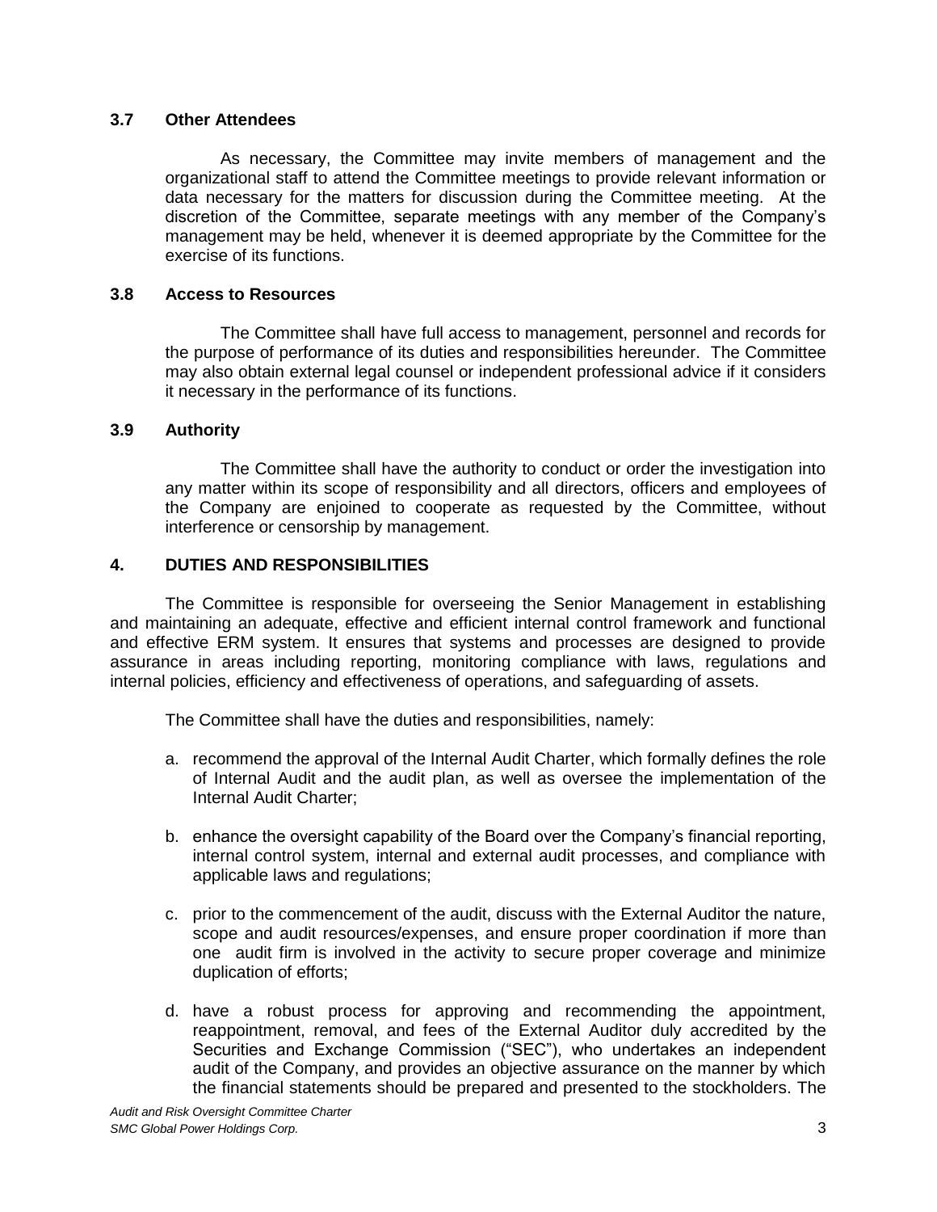### 3.7 Other Attendees

As necessary, the Committee may invite members of management and the organizational staff to attend the Committee meetings to provide relevant information or data necessary for the matters for discussion during the Committee meeting. At the discretion of the Committee, separate meetings with any member of the Company's management may be held, whenever it is deemed appropriate by the Committee for the exercise of its functions.

### 3.8 Access to Resources

The Committee shall have full access to management, personnel and records for the purpose of performance of its duties and responsibilities hereunder. The Committee may also obtain external legal counsel or independent professional advice if it considers it necessary in the performance of its functions.

### 3.9 Authority

The Committee shall have the authority to conduct or order the investigation into any matter within its scope of responsibility and all directors, officers and employees of the Company are enjoined to cooperate as requested by the Committee, without interference or censorship by management.

## 4. DUTIES AND RESPONSIBILITIES

The Committee is responsible for overseeing the Senior Management in establishing and maintaining an adequate, effective and efficient internal control framework and functional and effective ERM system. It ensures that systems and processes are designed to provide assurance in areas including reporting, monitoring compliance with laws, regulations and internal policies, efficiency and effectiveness of operations, and safeguarding of assets.

The Committee shall have the duties and responsibilities, namely:

a. recommend the approval of the Internal Audit Charter, which formally defines the role of Internal Audit and the audit plan, as well as oversee the implementation of the Internal Audit Charter;

b. enhance the oversight capability of the Board over the Company's financial reporting, internal control system, internal and external audit processes, and compliance with applicable laws and regulations;

c. prior to the commencement of the audit, discuss with the External Auditor the nature, scope and audit resources/expenses, and ensure proper coordination if more than one audit firm is involved in the activity to secure proper coverage and minimize duplication of efforts;

d. have a robust process for approving and recommending the appointment, reappointment, removal, and fees of the External Auditor duly accredited by the Securities and Exchange Commission ("SEC"), who undertakes an independent audit of the Company, and provides an objective assurance on the manner by which the financial statements should be prepared and presented to the stockholders. The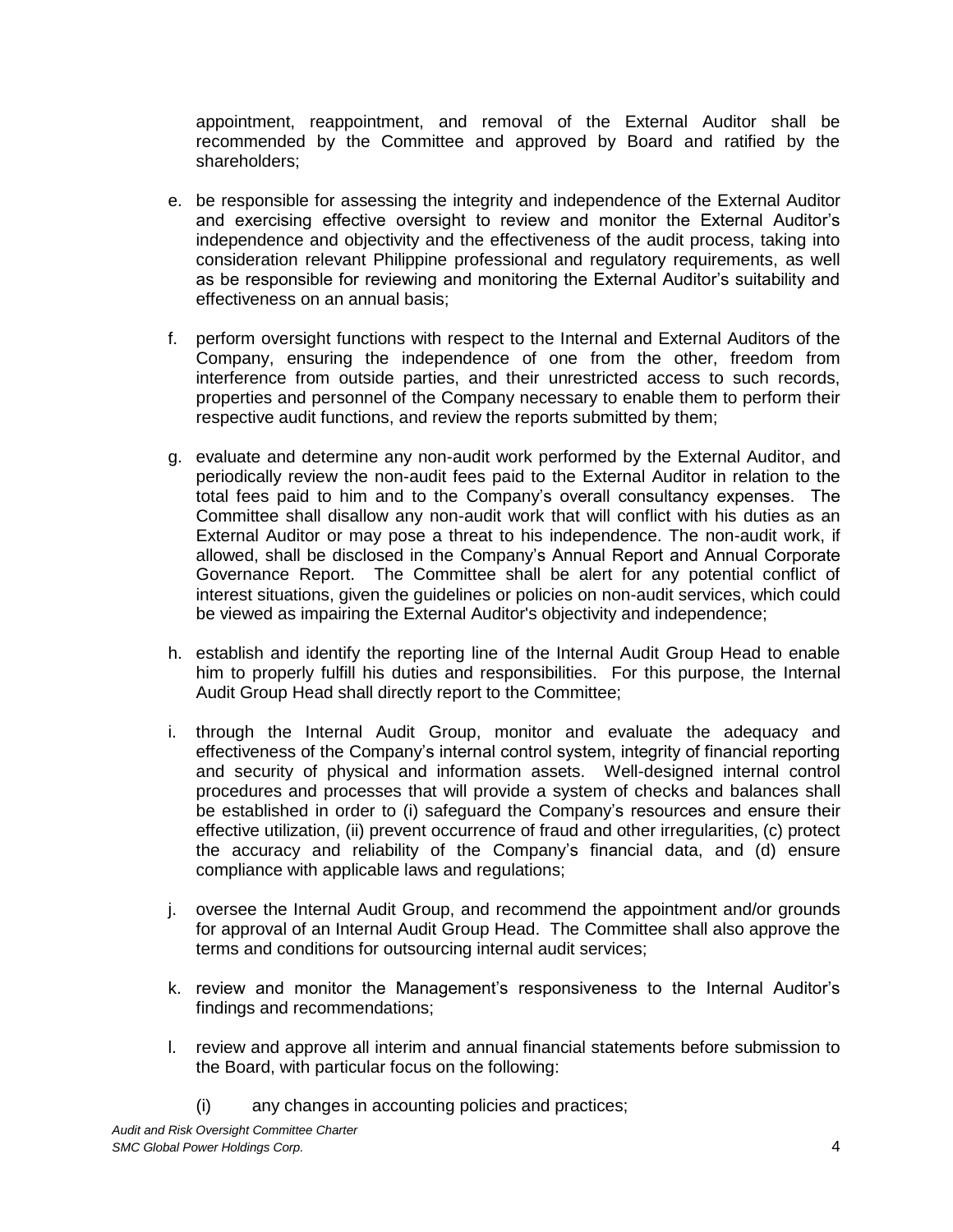appointment, reappointment, and removal of the External Auditor shall be recommended by the Committee and approved by Board and ratified by the shareholders;

e. be responsible for assessing the integrity and independence of the External Auditor and exercising effective oversight to review and monitor the External Auditor's independence and objectivity and the effectiveness of the audit process, taking into consideration relevant Philippine professional and regulatory requirements, as well as be responsible for reviewing and monitoring the External Auditor's suitability and effectiveness on an annual basis;

f. perform oversight functions with respect to the Internal and External Auditors of the Company, ensuring the independence of one from the other, freedom from interference from outside parties, and their unrestricted access to such records, properties and personnel of the Company necessary to enable them to perform their respective audit functions, and review the reports submitted by them;

g. evaluate and determine any non-audit work performed by the External Auditor, and periodically review the non-audit fees paid to the External Auditor in relation to the total fees paid to him and to the Company's overall consultancy expenses. The Committee shall disallow any non-audit work that will conflict with his duties as an External Auditor or may pose a threat to his independence. The non-audit work, if allowed, shall be disclosed in the Company's Annual Report and Annual Corporate Governance Report. The Committee shall be alert for any potential conflict of interest situations, given the guidelines or policies on non-audit services, which could be viewed as impairing the External Auditor's objectivity and independence;

h. establish and identify the reporting line of the Internal Audit Group Head to enable him to properly fulfill his duties and responsibilities. For this purpose, the Internal Audit Group Head shall directly report to the Committee;

i. through the Internal Audit Group, monitor and evaluate the adequacy and effectiveness of the Company's internal control system, integrity of financial reporting and security of physical and information assets. Well-designed internal control procedures and processes that will provide a system of checks and balances shall be established in order to (i) safeguard the Company's resources and ensure their effective utilization, (ii) prevent occurrence of fraud and other irregularities, (c) protect the accuracy and reliability of the Company's financial data, and (d) ensure compliance with applicable laws and regulations;

j. oversee the Internal Audit Group, and recommend the appointment and/or grounds for approval of an Internal Audit Group Head. The Committee shall also approve the terms and conditions for outsourcing internal audit services;

k. review and monitor the Management's responsiveness to the Internal Auditor's findings and recommendations;

l. review and approve all interim and annual financial statements before submission to the Board, with particular focus on the following:

    (i) any changes in accounting policies and practices;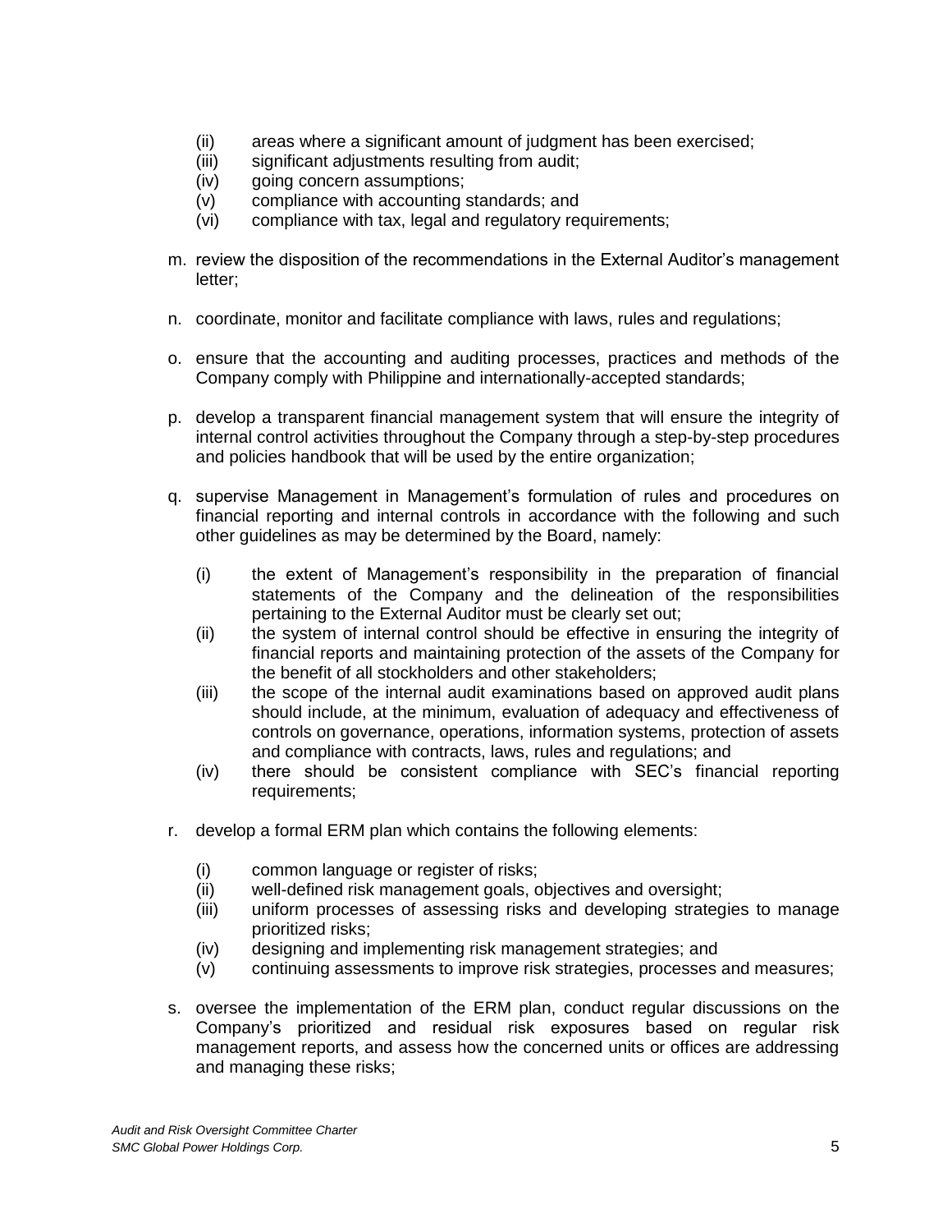(ii) areas where a significant amount of judgment has been exercised;
  (iii) significant adjustments resulting from audit;
  (iv) going concern assumptions;
  (v) compliance with accounting standards; and
  (vi) compliance with tax, legal and regulatory requirements;

m. review the disposition of the recommendations in the External Auditor's management letter;

n. coordinate, monitor and facilitate compliance with laws, rules and regulations;

o. ensure that the accounting and auditing processes, practices and methods of the Company comply with Philippine and internationally-accepted standards;

p. develop a transparent financial management system that will ensure the integrity of internal control activities throughout the Company through a step-by-step procedures and policies handbook that will be used by the entire organization;

q. supervise Management in Management's formulation of rules and procedures on financial reporting and internal controls in accordance with the following and such other guidelines as may be determined by the Board, namely:

  (i) the extent of Management's responsibility in the preparation of financial statements of the Company and the delineation of the responsibilities pertaining to the External Auditor must be clearly set out;
  (ii) the system of internal control should be effective in ensuring the integrity of financial reports and maintaining protection of the assets of the Company for the benefit of all stockholders and other stakeholders;
  (iii) the scope of the internal audit examinations based on approved audit plans should include, at the minimum, evaluation of adequacy and effectiveness of controls on governance, operations, information systems, protection of assets and compliance with contracts, laws, rules and regulations; and
  (iv) there should be consistent compliance with SEC's financial reporting requirements;

r. develop a formal ERM plan which contains the following elements:

  (i) common language or register of risks;
  (ii) well-defined risk management goals, objectives and oversight;
  (iii) uniform processes of assessing risks and developing strategies to manage prioritized risks;
  (iv) designing and implementing risk management strategies; and
  (v) continuing assessments to improve risk strategies, processes and measures;

s. oversee the implementation of the ERM plan, conduct regular discussions on the Company's prioritized and residual risk exposures based on regular risk management reports, and assess how the concerned units or offices are addressing and managing these risks;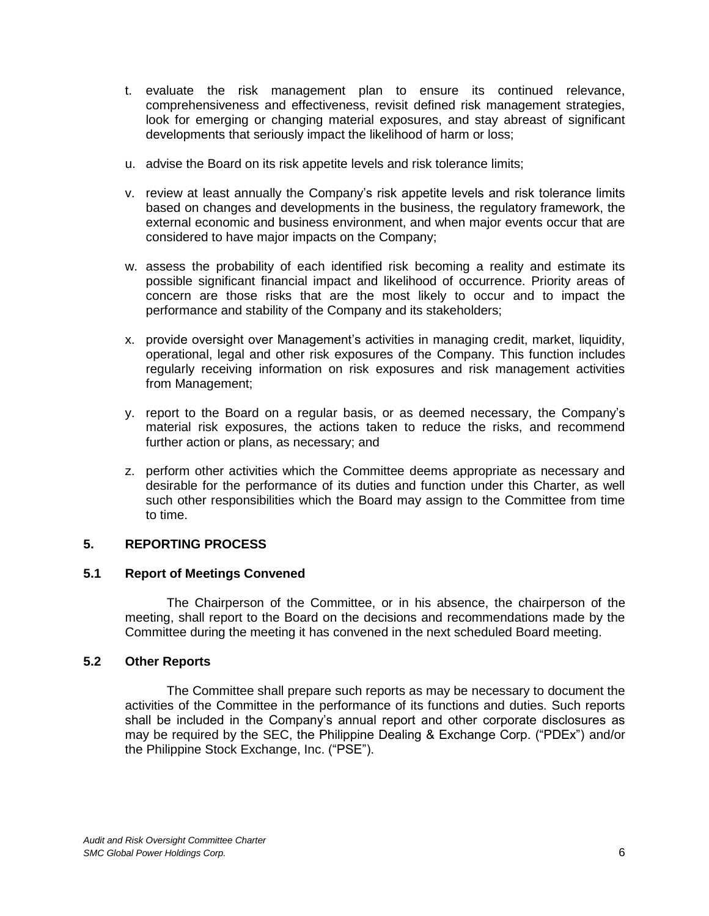t. evaluate the risk management plan to ensure its continued relevance, comprehensiveness and effectiveness, revisit defined risk management strategies, look for emerging or changing material exposures, and stay abreast of significant developments that seriously impact the likelihood of harm or loss;

u. advise the Board on its risk appetite levels and risk tolerance limits;

v. review at least annually the Company's risk appetite levels and risk tolerance limits based on changes and developments in the business, the regulatory framework, the external economic and business environment, and when major events occur that are considered to have major impacts on the Company;

w. assess the probability of each identified risk becoming a reality and estimate its possible significant financial impact and likelihood of occurrence. Priority areas of concern are those risks that are the most likely to occur and to impact the performance and stability of the Company and its stakeholders;

x. provide oversight over Management's activities in managing credit, market, liquidity, operational, legal and other risk exposures of the Company. This function includes regularly receiving information on risk exposures and risk management activities from Management;

y. report to the Board on a regular basis, or as deemed necessary, the Company's material risk exposures, the actions taken to reduce the risks, and recommend further action or plans, as necessary; and

z. perform other activities which the Committee deems appropriate as necessary and desirable for the performance of its duties and function under this Charter, as well such other responsibilities which the Board may assign to the Committee from time to time.

## 5. REPORTING PROCESS

### 5.1 Report of Meetings Convened

The Chairperson of the Committee, or in his absence, the chairperson of the meeting, shall report to the Board on the decisions and recommendations made by the Committee during the meeting it has convened in the next scheduled Board meeting.

### 5.2 Other Reports

The Committee shall prepare such reports as may be necessary to document the activities of the Committee in the performance of its functions and duties. Such reports shall be included in the Company's annual report and other corporate disclosures as may be required by the SEC, the Philippine Dealing & Exchange Corp. ("PDEx") and/or the Philippine Stock Exchange, Inc. ("PSE").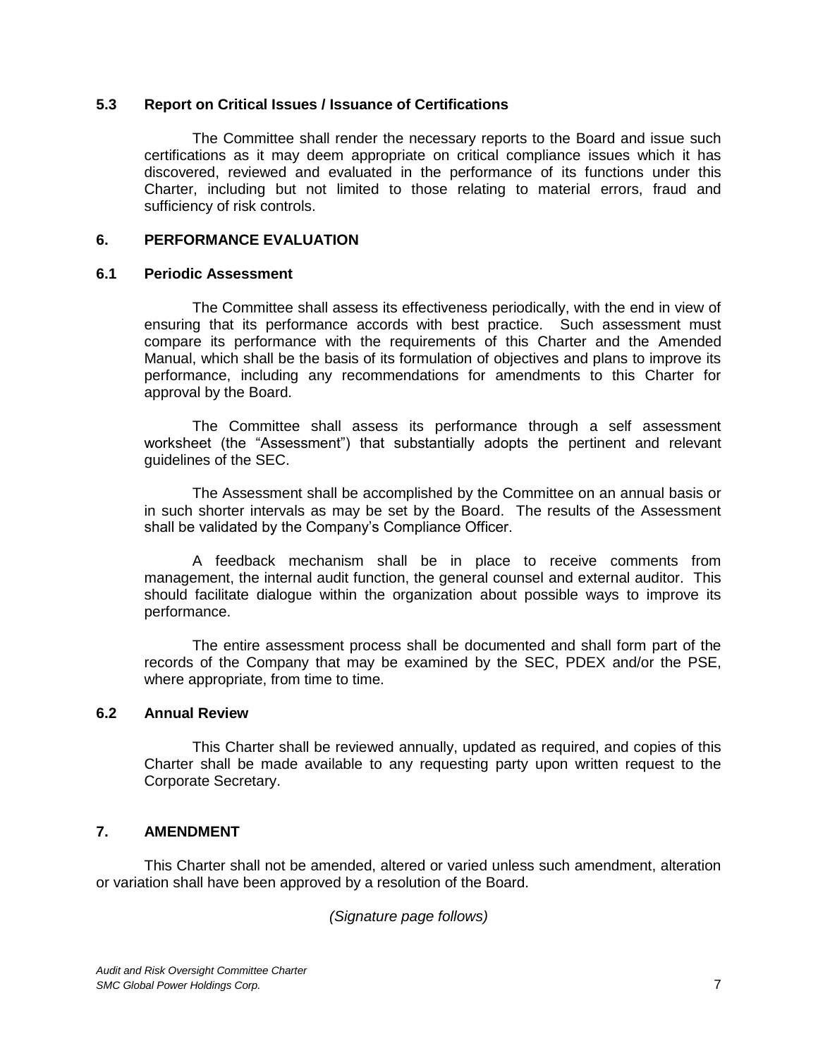### 5.3 Report on Critical Issues / Issuance of Certifications

The Committee shall render the necessary reports to the Board and issue such certifications as it may deem appropriate on critical compliance issues which it has discovered, reviewed and evaluated in the performance of its functions under this Charter, including but not limited to those relating to material errors, fraud and sufficiency of risk controls.

## 6. PERFORMANCE EVALUATION

### 6.1 Periodic Assessment

The Committee shall assess its effectiveness periodically, with the end in view of ensuring that its performance accords with best practice. Such assessment must compare its performance with the requirements of this Charter and the Amended Manual, which shall be the basis of its formulation of objectives and plans to improve its performance, including any recommendations for amendments to this Charter for approval by the Board.

The Committee shall assess its performance through a self assessment worksheet (the "Assessment") that substantially adopts the pertinent and relevant guidelines of the SEC.

The Assessment shall be accomplished by the Committee on an annual basis or in such shorter intervals as may be set by the Board. The results of the Assessment shall be validated by the Company's Compliance Officer.

A feedback mechanism shall be in place to receive comments from management, the internal audit function, the general counsel and external auditor. This should facilitate dialogue within the organization about possible ways to improve its performance.

The entire assessment process shall be documented and shall form part of the records of the Company that may be examined by the SEC, PDEX and/or the PSE, where appropriate, from time to time.

### 6.2 Annual Review

This Charter shall be reviewed annually, updated as required, and copies of this Charter shall be made available to any requesting party upon written request to the Corporate Secretary.

## 7. AMENDMENT

This Charter shall not be amended, altered or varied unless such amendment, alteration or variation shall have been approved by a resolution of the Board.

*(Signature page follows)*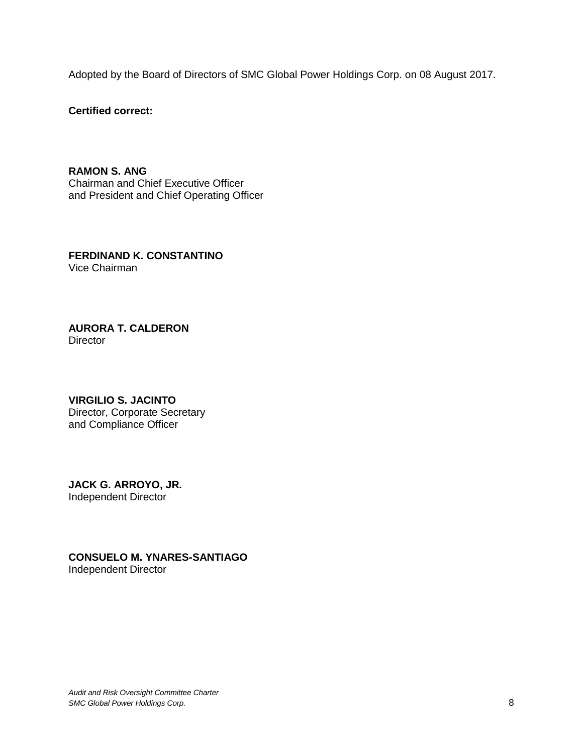Adopted by the Board of Directors of SMC Global Power Holdings Corp. on 08 August 2017.

**Certified correct:**

**RAMON S. ANG**
Chairman and Chief Executive Officer
and President and Chief Operating Officer

**FERDINAND K. CONSTANTINO**
Vice Chairman

**AURORA T. CALDERON**
Director

**VIRGILIO S. JACINTO**
Director, Corporate Secretary
and Compliance Officer

**JACK G. ARROYO, JR.**
Independent Director

**CONSUELO M. YNARES-SANTIAGO**
Independent Director